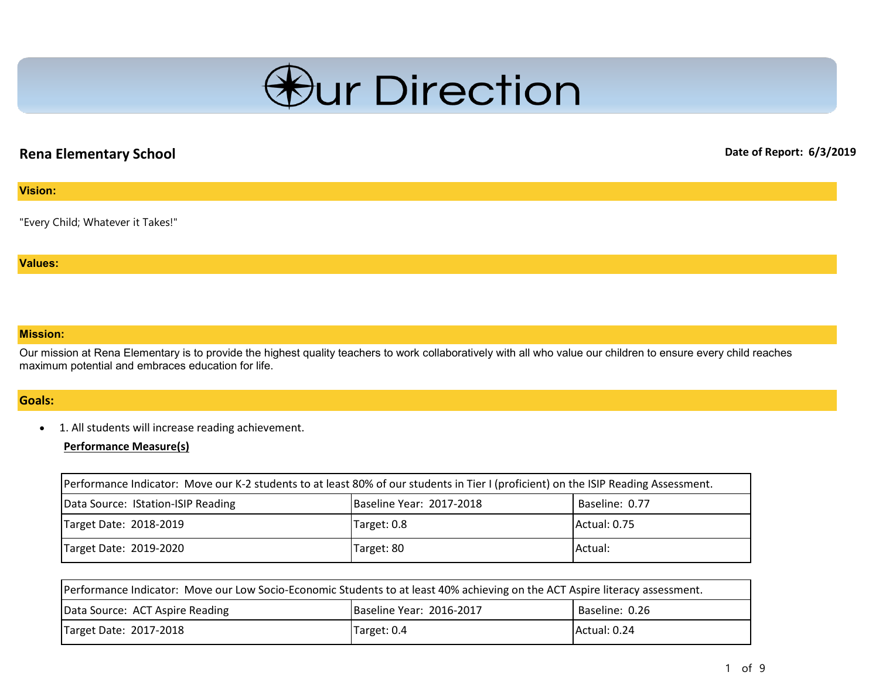# Our Direction

## Rena Elementary School

**Date of Report: 6/3/2019**

### Vision:

"Every Child; Whatever it Takes!"

### Values:

### Mission:

Our mission at Rena Elementary is to provide the highest quality teachers to work collaboratively with all who value our children to ensure every child reaches maximum potential and embraces education for life.

### Goals:

- 1. All students will increase reading achievement.

**Performance Measure(s)**

| Performance Indicator: Move our K-2 students to at least 80% of our students in Tier I (proficient) on the ISIP Reading Assessment. | | |
|---|---|---|
| Data Source: IStation-ISIP Reading | Baseline Year: 2017-2018 | Baseline: 0.77 |
| Target Date: 2018-2019 | Target: 0.8 | Actual: 0.75 |
| Target Date: 2019-2020 | Target: 80 | Actual: |

| Performance Indicator: Move our Low Socio-Economic Students to at least 40% achieving on the ACT Aspire literacy assessment. | | |
|---|---|---|
| Data Source: ACT Aspire Reading | Baseline Year: 2016-2017 | Baseline: 0.26 |
| Target Date: 2017-2018 | Target: 0.4 | Actual: 0.24 |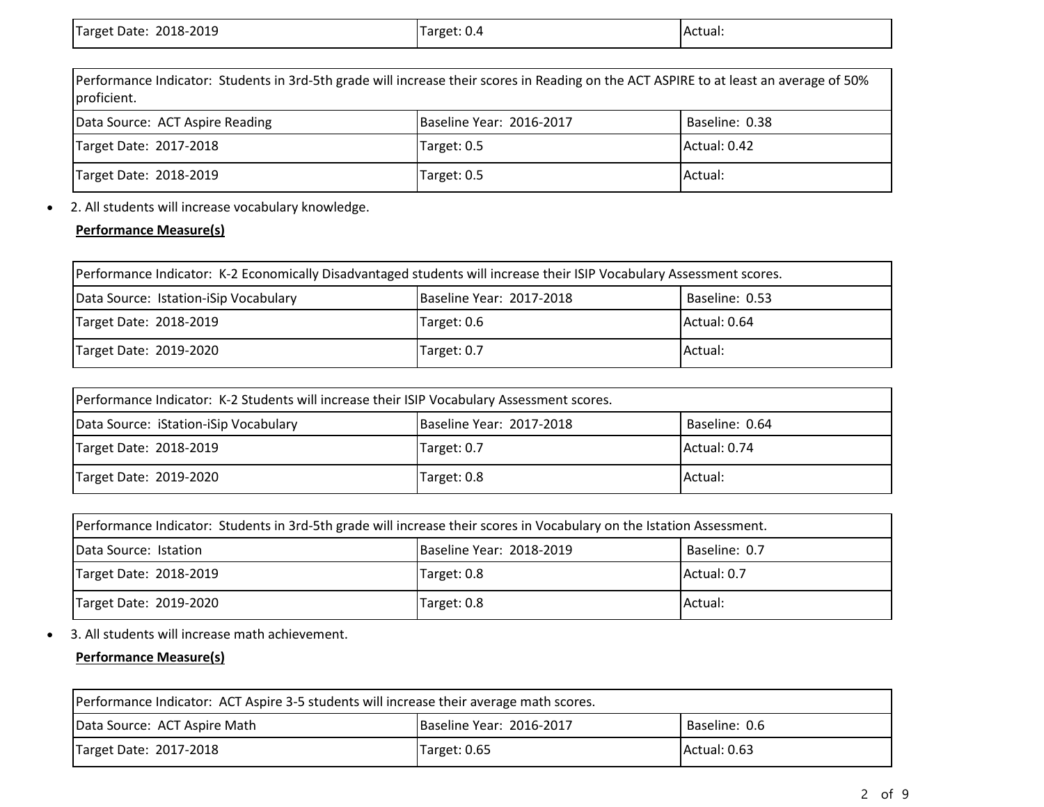| Target Date: 2018-2019 | Target: 0.4 | Actual: |
|---|---|---|

| Performance Indicator: Students in 3rd-5th grade will increase their scores in Reading on the ACT ASPIRE to at least an average of 50% proficient. | | |
|---|---|---|
| Data Source: ACT Aspire Reading | Baseline Year: 2016-2017 | Baseline: 0.38 |
| Target Date: 2017-2018 | Target: 0.5 | Actual: 0.42 |
| Target Date: 2018-2019 | Target: 0.5 | Actual: |

- 2. All students will increase vocabulary knowledge.

**Performance Measure(s)**

| Performance Indicator: K-2 Economically Disadvantaged students will increase their ISIP Vocabulary Assessment scores. | | |
|---|---|---|
| Data Source: Istation-iSip Vocabulary | Baseline Year: 2017-2018 | Baseline: 0.53 |
| Target Date: 2018-2019 | Target: 0.6 | Actual: 0.64 |
| Target Date: 2019-2020 | Target: 0.7 | Actual: |

| Performance Indicator: K-2 Students will increase their ISIP Vocabulary Assessment scores. | | |
|---|---|---|
| Data Source: iStation-iSip Vocabulary | Baseline Year: 2017-2018 | Baseline: 0.64 |
| Target Date: 2018-2019 | Target: 0.7 | Actual: 0.74 |
| Target Date: 2019-2020 | Target: 0.8 | Actual: |

| Performance Indicator: Students in 3rd-5th grade will increase their scores in Vocabulary on the Istation Assessment. | | |
|---|---|---|
| Data Source: Istation | Baseline Year: 2018-2019 | Baseline: 0.7 |
| Target Date: 2018-2019 | Target: 0.8 | Actual: 0.7 |
| Target Date: 2019-2020 | Target: 0.8 | Actual: |

- 3. All students will increase math achievement.

**Performance Measure(s)**

| Performance Indicator: ACT Aspire 3-5 students will increase their average math scores. | | |
|---|---|---|
| Data Source: ACT Aspire Math | Baseline Year: 2016-2017 | Baseline: 0.6 |
| Target Date: 2017-2018 | Target: 0.65 | Actual: 0.63 |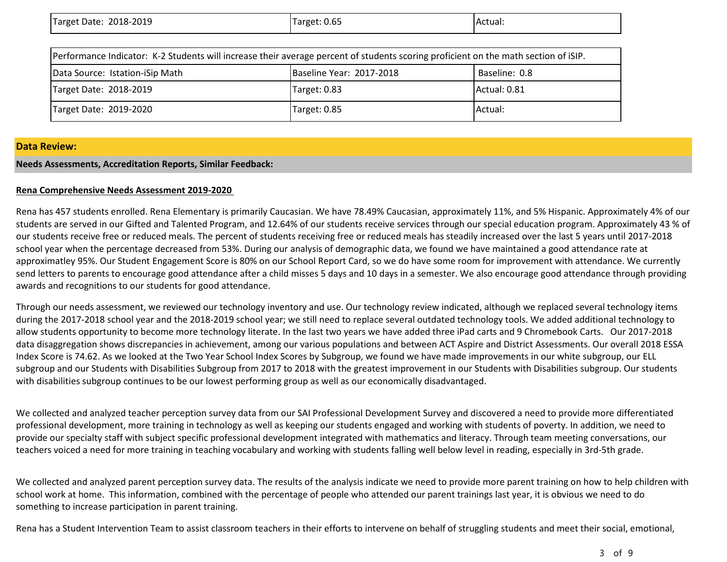| Target Date: 2018-2019 | Target: 0.65 | Actual: |
|---|---|---|

| Performance Indicator: K-2 Students will increase their average percent of students scoring proficient on the math section of iSIP. | | |
|---|---|---|
| Data Source: Istation-iSip Math | Baseline Year: 2017-2018 | Baseline: 0.8 |
| Target Date: 2018-2019 | Target: 0.83 | Actual: 0.81 |
| Target Date: 2019-2020 | Target: 0.85 | Actual: |

## Data Review:

### Needs Assessments, Accreditation Reports, Similar Feedback:

**Rena Comprehensive Needs Assessment 2019-2020**

Rena has 457 students enrolled. Rena Elementary is primarily Caucasian. We have 78.49% Caucasian, approximately 11%, and 5% Hispanic. Approximately 4% of our students are served in our Gifted and Talented Program, and 12.64% of our students receive services through our special education program. Approximately 43 % of our students receive free or reduced meals. The percent of students receiving free or reduced meals has steadily increased over the last 5 years until 2017-2018 school year when the percentage decreased from 53%. During our analysis of demographic data, we found we have maintained a good attendance rate at approximatley 95%. Our Student Engagement Score is 80% on our School Report Card, so we do have some room for improvement with attendance. We currently send letters to parents to encourage good attendance after a child misses 5 days and 10 days in a semester. We also encourage good attendance through providing awards and recognitions to our students for good attendance.

Through our needs assessment, we reviewed our technology inventory and use. Our technology review indicated, although we replaced several technology items during the 2017-2018 school year and the 2018-2019 school year; we still need to replace several outdated technology tools. We added additional technology to allow students opportunity to become more technology literate. In the last two years we have added three iPad carts and 9 Chromebook Carts. Our 2017-2018 data disaggregation shows discrepancies in achievement, among our various populations and between ACT Aspire and District Assessments. Our overall 2018 ESSA Index Score is 74.62. As we looked at the Two Year School Index Scores by Subgroup, we found we have made improvements in our white subgroup, our ELL subgroup and our Students with Disabilities Subgroup from 2017 to 2018 with the greatest improvement in our Students with Disabilities subgroup. Our students with disabilities subgroup continues to be our lowest performing group as well as our economically disadvantaged.

We collected and analyzed teacher perception survey data from our SAI Professional Development Survey and discovered a need to provide more differentiated professional development, more training in technology as well as keeping our students engaged and working with students of poverty. In addition, we need to provide our specialty staff with subject specific professional development integrated with mathematics and literacy. Through team meeting conversations, our teachers voiced a need for more training in teaching vocabulary and working with students falling well below level in reading, especially in 3rd-5th grade.

We collected and analyzed parent perception survey data. The results of the analysis indicate we need to provide more parent training on how to help children with school work at home. This information, combined with the percentage of people who attended our parent trainings last year, it is obvious we need to do something to increase participation in parent training.

Rena has a Student Intervention Team to assist classroom teachers in their efforts to intervene on behalf of struggling students and meet their social, emotional,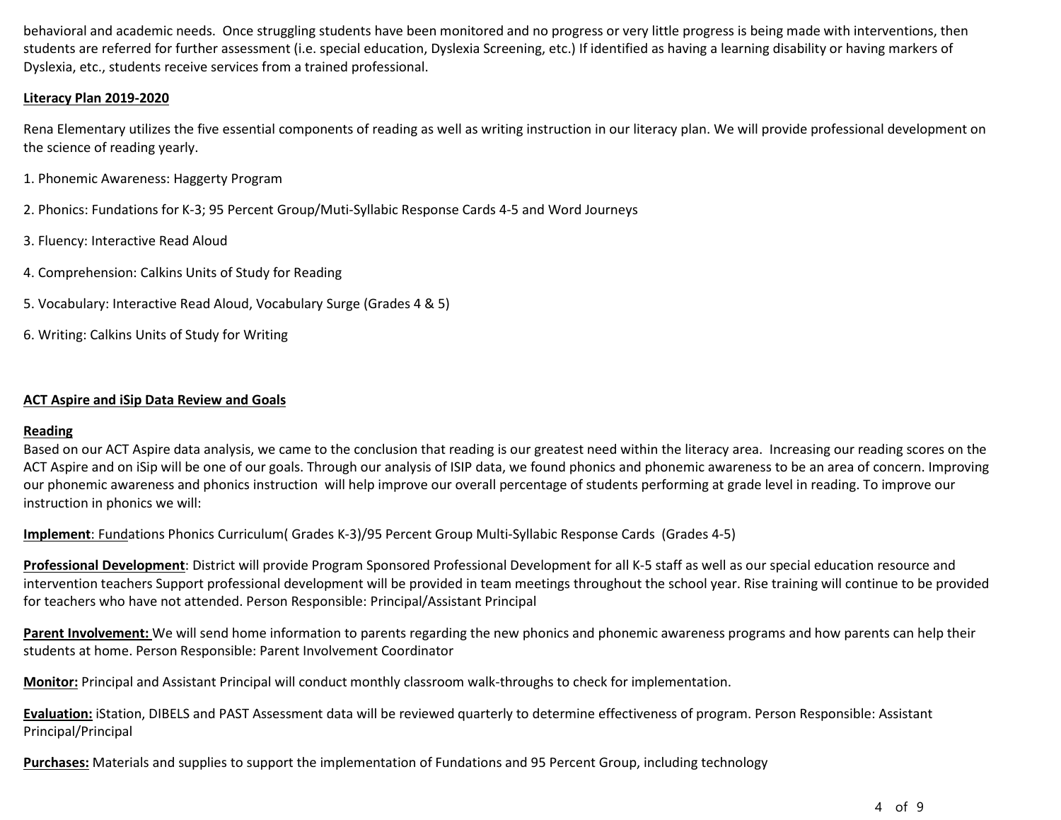behavioral and academic needs. Once struggling students have been monitored and no progress or very little progress is being made with interventions, then students are referred for further assessment (i.e. special education, Dyslexia Screening, etc.) If identified as having a learning disability or having markers of Dyslexia, etc., students receive services from a trained professional.

**Literacy Plan 2019-2020**

Rena Elementary utilizes the five essential components of reading as well as writing instruction in our literacy plan. We will provide professional development on the science of reading yearly.

1. Phonemic Awareness: Haggerty Program

2. Phonics: Fundations for K-3; 95 Percent Group/Muti-Syllabic Response Cards 4-5 and Word Journeys

3. Fluency: Interactive Read Aloud

4. Comprehension: Calkins Units of Study for Reading

5. Vocabulary: Interactive Read Aloud, Vocabulary Surge (Grades 4 & 5)

6. Writing: Calkins Units of Study for Writing

**ACT Aspire and iSip Data Review and Goals**

**Reading**

Based on our ACT Aspire data analysis, we came to the conclusion that reading is our greatest need within the literacy area. Increasing our reading scores on the ACT Aspire and on iSip will be one of our goals. Through our analysis of ISIP data, we found phonics and phonemic awareness to be an area of concern. Improving our phonemic awareness and phonics instruction will help improve our overall percentage of students performing at grade level in reading. To improve our instruction in phonics we will:

**Implement**: Fundations Phonics Curriculum( Grades K-3)/95 Percent Group Multi-Syllabic Response Cards (Grades 4-5)

**Professional Development**: District will provide Program Sponsored Professional Development for all K-5 staff as well as our special education resource and intervention teachers Support professional development will be provided in team meetings throughout the school year. Rise training will continue to be provided for teachers who have not attended. Person Responsible: Principal/Assistant Principal

**Parent Involvement:** We will send home information to parents regarding the new phonics and phonemic awareness programs and how parents can help their students at home. Person Responsible: Parent Involvement Coordinator

**Monitor:** Principal and Assistant Principal will conduct monthly classroom walk-throughs to check for implementation.

**Evaluation:** iStation, DIBELS and PAST Assessment data will be reviewed quarterly to determine effectiveness of program. Person Responsible: Assistant Principal/Principal

**Purchases:** Materials and supplies to support the implementation of Fundations and 95 Percent Group, including technology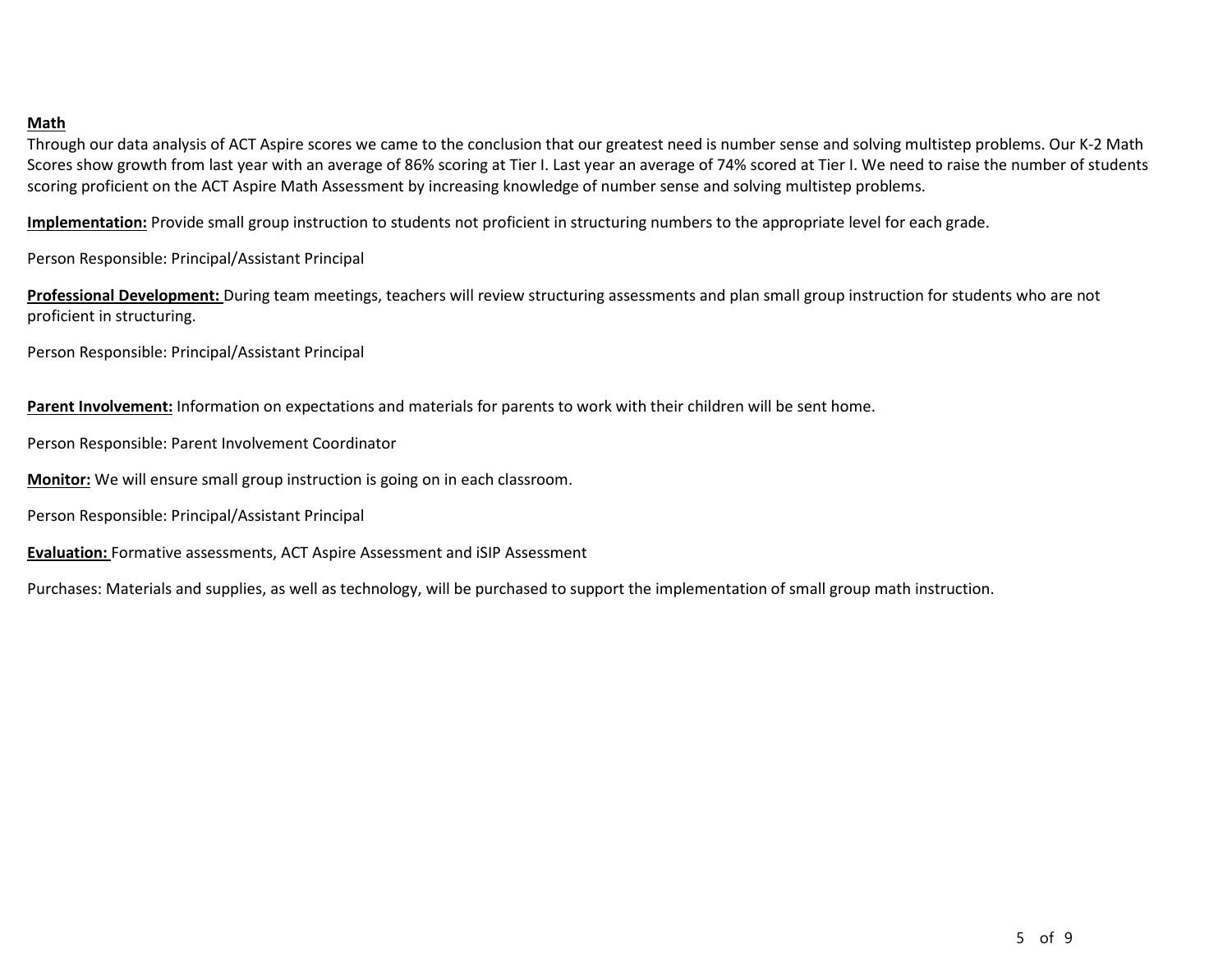**Math**

Through our data analysis of ACT Aspire scores we came to the conclusion that our greatest need is number sense and solving multistep problems. Our K-2 Math Scores show growth from last year with an average of 86% scoring at Tier I. Last year an average of 74% scored at Tier I. We need to raise the number of students scoring proficient on the ACT Aspire Math Assessment by increasing knowledge of number sense and solving multistep problems.

**Implementation:** Provide small group instruction to students not proficient in structuring numbers to the appropriate level for each grade.

Person Responsible: Principal/Assistant Principal

**Professional Development:** During team meetings, teachers will review structuring assessments and plan small group instruction for students who are not proficient in structuring.

Person Responsible: Principal/Assistant Principal

**Parent Involvement:** Information on expectations and materials for parents to work with their children will be sent home.

Person Responsible: Parent Involvement Coordinator

**Monitor:** We will ensure small group instruction is going on in each classroom.

Person Responsible: Principal/Assistant Principal

**Evaluation:** Formative assessments, ACT Aspire Assessment and iSIP Assessment

Purchases: Materials and supplies, as well as technology, will be purchased to support the implementation of small group math instruction.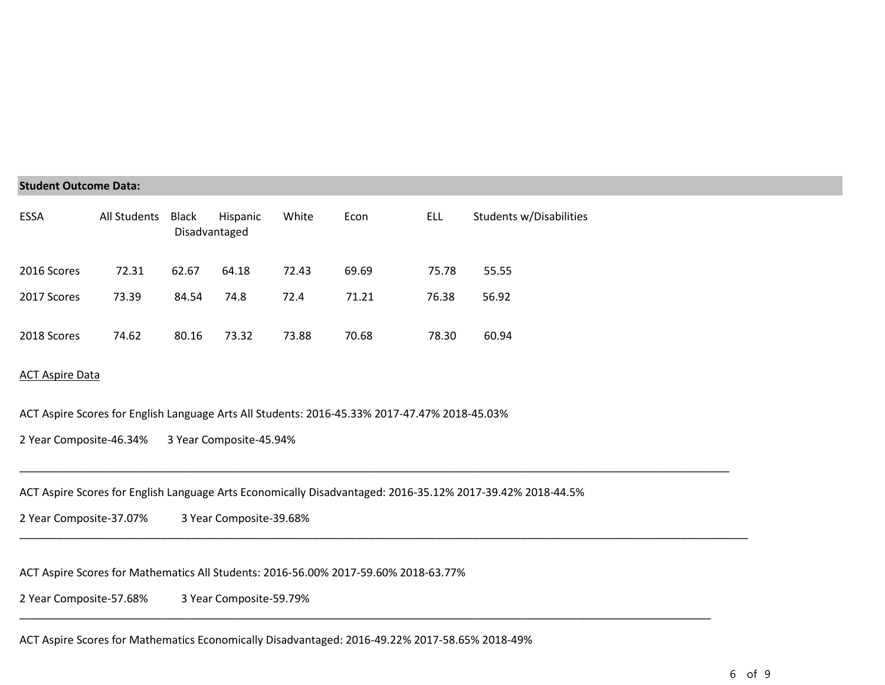**Student Outcome Data:**

| ESSA | All Students | Black | Hispanic | White | Econ Disadvantaged | ELL | Students w/Disabilities |
|---|---|---|---|---|---|---|---|
| 2016 Scores | 72.31 | 62.67 | 64.18 | 72.43 | 69.69 | 75.78 | 55.55 |
| 2017 Scores | 73.39 | 84.54 | 74.8 | 72.4 | 71.21 | 76.38 | 56.92 |
| 2018 Scores | 74.62 | 80.16 | 73.32 | 73.88 | 70.68 | 78.30 | 60.94 |

ACT Aspire Data

ACT Aspire Scores for English Language Arts All Students: 2016-45.33% 2017-47.47% 2018-45.03%

2 Year Composite-46.34% 3 Year Composite-45.94%

---

ACT Aspire Scores for English Language Arts Economically Disadvantaged: 2016-35.12% 2017-39.42% 2018-44.5%

2 Year Composite-37.07% 3 Year Composite-39.68%

---

ACT Aspire Scores for Mathematics All Students: 2016-56.00% 2017-59.60% 2018-63.77%

2 Year Composite-57.68% 3 Year Composite-59.79%

---

ACT Aspire Scores for Mathematics Economically Disadvantaged: 2016-49.22% 2017-58.65% 2018-49%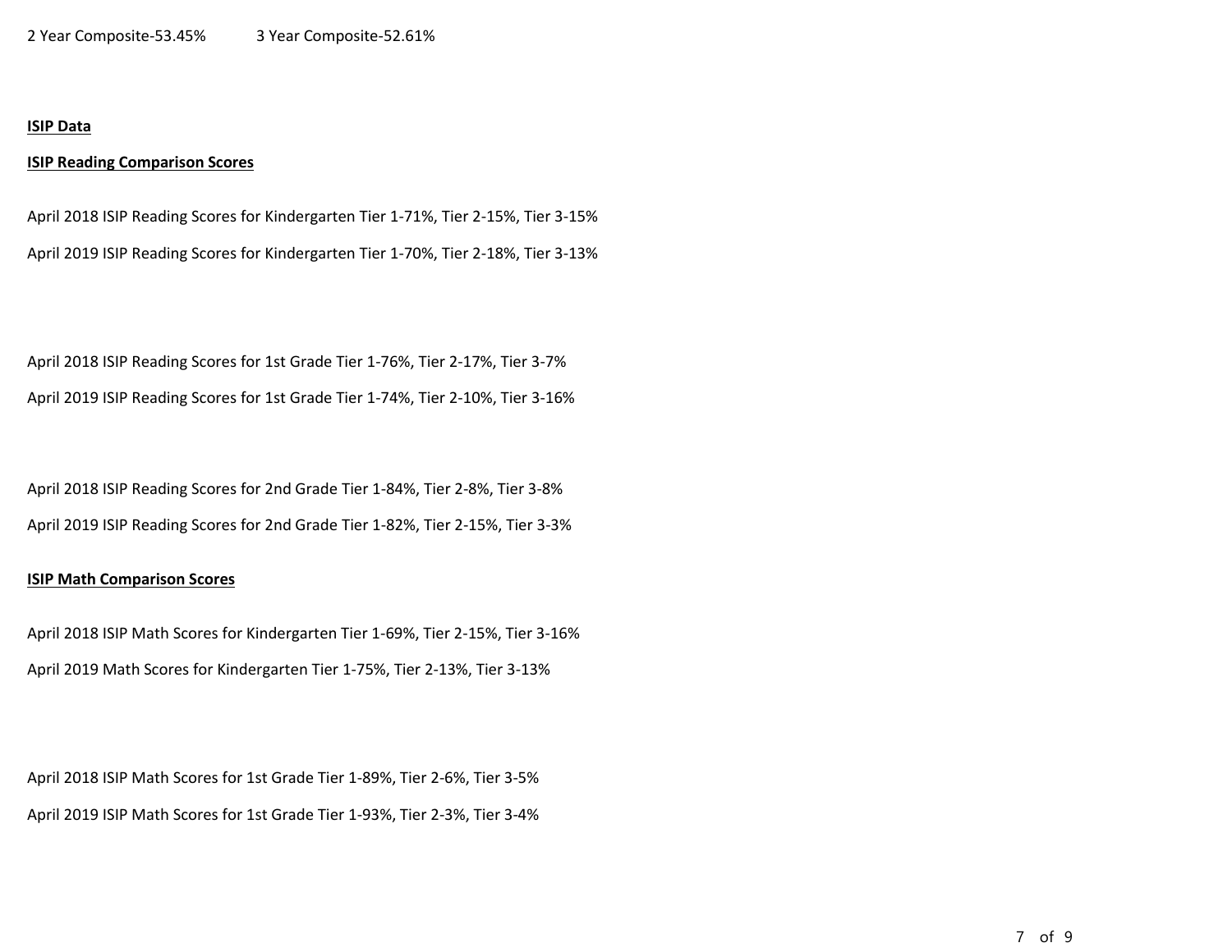2 Year Composite-53.45%   3 Year Composite-52.61%

**ISIP Data**

**ISIP Reading Comparison Scores**

April 2018 ISIP Reading Scores for Kindergarten Tier 1-71%, Tier 2-15%, Tier 3-15%

April 2019 ISIP Reading Scores for Kindergarten Tier 1-70%, Tier 2-18%, Tier 3-13%

April 2018 ISIP Reading Scores for 1st Grade Tier 1-76%, Tier 2-17%, Tier 3-7%

April 2019 ISIP Reading Scores for 1st Grade Tier 1-74%, Tier 2-10%, Tier 3-16%

April 2018 ISIP Reading Scores for 2nd Grade Tier 1-84%, Tier 2-8%, Tier 3-8%

April 2019 ISIP Reading Scores for 2nd Grade Tier 1-82%, Tier 2-15%, Tier 3-3%

**ISIP Math Comparison Scores**

April 2018 ISIP Math Scores for Kindergarten Tier 1-69%, Tier 2-15%, Tier 3-16%

April 2019 Math Scores for Kindergarten Tier 1-75%, Tier 2-13%, Tier 3-13%

April 2018 ISIP Math Scores for 1st Grade Tier 1-89%, Tier 2-6%, Tier 3-5%

April 2019 ISIP Math Scores for 1st Grade Tier 1-93%, Tier 2-3%, Tier 3-4%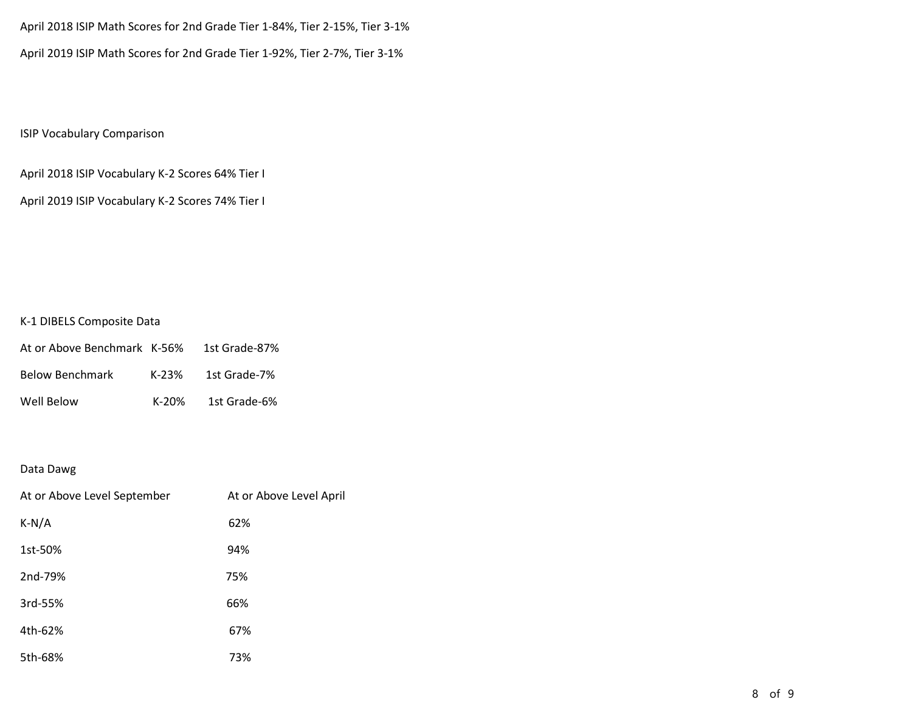April 2018 ISIP Math Scores for 2nd Grade Tier 1-84%, Tier 2-15%, Tier 3-1%

April 2019 ISIP Math Scores for 2nd Grade Tier 1-92%, Tier 2-7%, Tier 3-1%

ISIP Vocabulary Comparison

April 2018 ISIP Vocabulary K-2 Scores 64% Tier I

April 2019 ISIP Vocabulary K-2 Scores 74% Tier I

K-1 DIBELS Composite Data

| | | |
|---|---|---|
| At or Above Benchmark | K-56% | 1st Grade-87% |
| Below Benchmark | K-23% | 1st Grade-7% |
| Well Below | K-20% | 1st Grade-6% |

Data Dawg

| At or Above Level September | At or Above Level April |
|---|---|
| K-N/A | 62% |
| 1st-50% | 94% |
| 2nd-79% | 75% |
| 3rd-55% | 66% |
| 4th-62% | 67% |
| 5th-68% | 73% |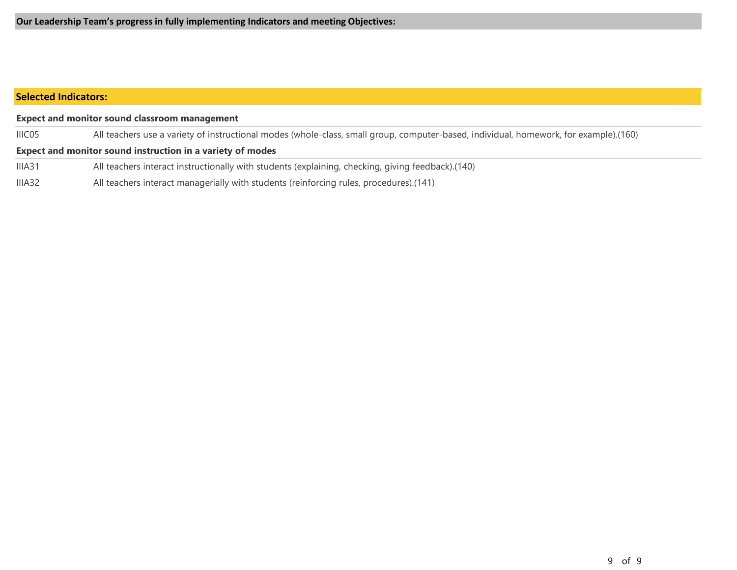## Our Leadership Team's progress in fully implementing Indicators and meeting Objectives:

## Selected Indicators:

**Expect and monitor sound classroom management**

| | |
|---|---|
| IIIC05 | All teachers use a variety of instructional modes (whole-class, small group, computer-based, individual, homework, for example).(160) |

**Expect and monitor sound instruction in a variety of modes**

| | |
|---|---|
| IIIA31 | All teachers interact instructionally with students (explaining, checking, giving feedback).(140) |
| IIIA32 | All teachers interact managerially with students (reinforcing rules, procedures).(141) |